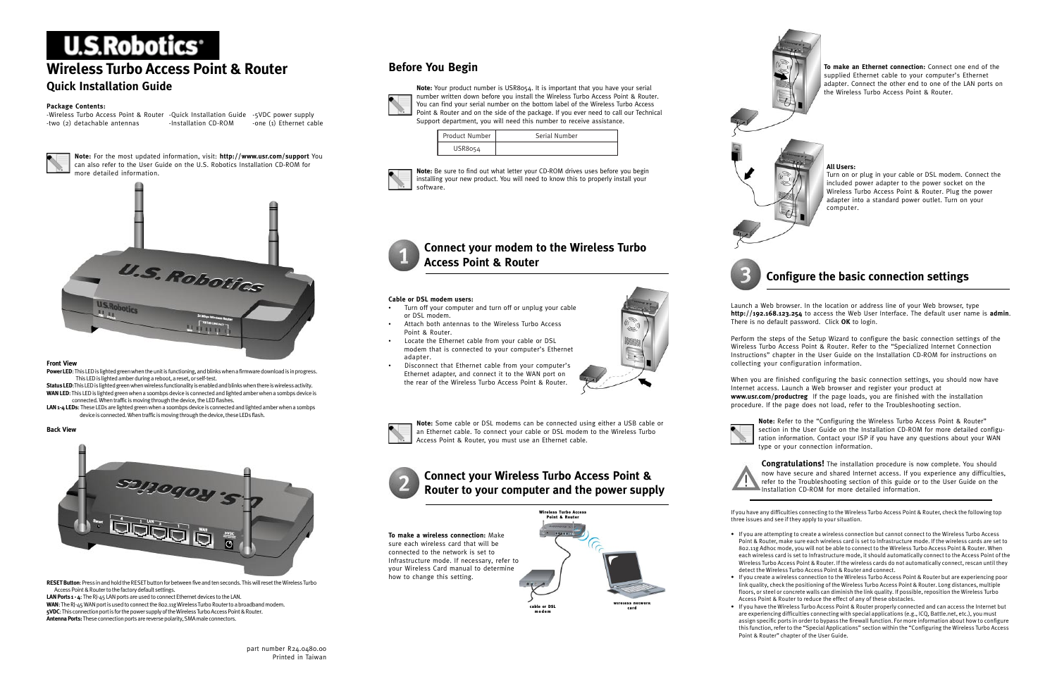# U.S.Robotics®

## Wireless Turbo Access Point & Router

### Quick Installation Guide

**Package Contents:**

-Wireless Turbo Access Point & Router -Quick Installation Guide -5VDC power supply
-two (2) detachable antennas -Installation CD-ROM -one (1) Ethernet cable

**Note:** For the most updated information, visit: **http://www.usr.com/support** You can also refer to the User Guide on the U.S. Robotics Installation CD-ROM for more detailed information.

**Front View**

**Power LED**: This LED is lighted green when the unit is functioning, and blinks when a firmware download is in progress. This LED is lighted amber during a reboot, a reset, or self-test.
**Status LED**: This LED is lighted green when wireless functionality is enabled and blinks when there is wireless activity.
**WAN LED**: This LED is lighted green when a 100mbps device is connected and lighted amber when a 10mbps device is connected. When traffic is moving through the device, the LED flashes.
**LAN 1-4 LEDs**: These LEDs are lighted green when a 100mbps device is connected and lighted amber when a 10mbps device is connected. When traffic is moving through the device, these LEDs flash.

**Back View**

**RESET Button**: Press in and hold the RESET button for between five and ten seconds. This will reset the Wireless Turbo Access Point & Router to the factory default settings.
**LAN Ports 1 - 4**: The RJ-45 LAN ports are used to connect Ethernet devices to the LAN.
**WAN**: The RJ-45 WAN port is used to connect the 802.11g Wireless Turbo Router to a broadband modem.
**5VDC**: This connection port is for the power supply of the Wireless Turbo Access Point & Router.
**Antenna Ports**: These connection ports are reverse polarity, SMA male connectors.

part number R24.0480.00
Printed in Taiwan

## Before You Begin

**Note:** Your product number is USR8054. It is important that you have your serial number written down before you install the Wireless Turbo Access Point & Router. You can find your serial number on the bottom label of the Wireless Turbo Access Point & Router and on the side of the package. If you ever need to call our Technical Support department, you will need this number to receive assistance.

| Product Number | Serial Number |
|---|---|
| USR8054 | |

**Note:** Be sure to find out what letter your CD-ROM drives uses before you begin installing your new product. You will need to know this to properly install your software.

## 1 Connect your modem to the Wireless Turbo Access Point & Router

**Cable or DSL modem users:**

- Turn off your computer and turn off or unplug your cable or DSL modem.
- Attach both antennas to the Wireless Turbo Access Point & Router.
- Locate the Ethernet cable from your cable or DSL modem that is connected to your computer's Ethernet adapter.
- Disconnect that Ethernet cable from your computer's Ethernet adapter, and connect it to the WAN port on the rear of the Wireless Turbo Access Point & Router.

**Note:** Some cable or DSL modems can be connected using either a USB cable or an Ethernet cable. To connect your cable or DSL modem to the Wireless Turbo Access Point & Router, you must use an Ethernet cable.

## 2 Connect your Wireless Turbo Access Point & Router to your computer and the power supply

**To make a wireless connection:** Make sure each wireless card that will be connected to the network is set to Infrastructure mode. If necessary, refer to your Wireless Card manual to determine how to change this setting.

Wireless Turbo Access Point & Router

cable or DSL modem

wireless network card

**To make an Ethernet connection:** Connect one end of the supplied Ethernet cable to your computer's Ethernet adapter. Connect the other end to one of the LAN ports on the Wireless Turbo Access Point & Router.

**All Users:**
Turn on or plug in your cable or DSL modem. Connect the included power adapter to the power socket on the Wireless Turbo Access Point & Router. Plug the power adapter into a standard power outlet. Turn on your computer.

## 3 Configure the basic connection settings

Launch a Web browser. In the location or address line of your Web browser, type **http://192.168.123.254** to access the Web User Interface. The default user name is **admin**. There is no default password. Click **OK** to login.

Perform the steps of the Setup Wizard to configure the basic connection settings of the Wireless Turbo Access Point & Router. Refer to the "Specialized Internet Connection Instructions" chapter in the User Guide on the Installation CD-ROM for instructions on collecting your configuration information.

When you are finished configuring the basic connection settings, you should now have Internet access. Launch a Web browser and register your product at **www.usr.com/productreg** If the page loads, you are finished with the installation procedure. If the page does not load, refer to the Troubleshooting section.

**Note:** Refer to the "Configuring the Wireless Turbo Access Point & Router" section in the User Guide on the Installation CD-ROM for more detailed configuration information. Contact your ISP if you have any questions about your WAN type or your connection information.

**Congratulations!** The installation procedure is now complete. You should now have secure and shared Internet access. If you experience any difficulties, refer to the Troubleshooting section of this guide or to the User Guide on the Installation CD-ROM for more detailed information.

If you have any difficulties connecting to the Wireless Turbo Access Point & Router, check the following top three issues and see if they apply to your situation.

- If you are attempting to create a wireless connection but cannot connect to the Wireless Turbo Access Point & Router, make sure each wireless card is set to Infrastructure mode. If the wireless cards are set to 802.11g Adhoc mode, you will not be able to connect to the Wireless Turbo Access Point & Router. When each wireless card is set to Infrastructure mode, it should automatically connect to the Access Point of the Wireless Turbo Access Point & Router. If the wireless cards do not automatically connect, rescan until they detect the Wireless Turbo Access Point & Router and connect.
- If you create a wireless connection to the Wireless Turbo Access Point & Router but are experiencing poor link quality, check the positioning of the Wireless Turbo Access Point & Router. Long distances, multiple floors, or steel or concrete walls can diminish the link quality. If possible, reposition the Wireless Turbo Access Point & Router to reduce the effect of any of these obstacles.
- If you have the Wireless Turbo Access Point & Router properly connected and can access the Internet but are experiencing difficulties connecting with special applications (e.g., ICQ, Battle.net, etc.), you must assign specific ports in order to bypass the firewall function. For more information about how to configure this function, refer to the "Special Applications" section within the "Configuring the Wireless Turbo Access Point & Router" chapter of the User Guide.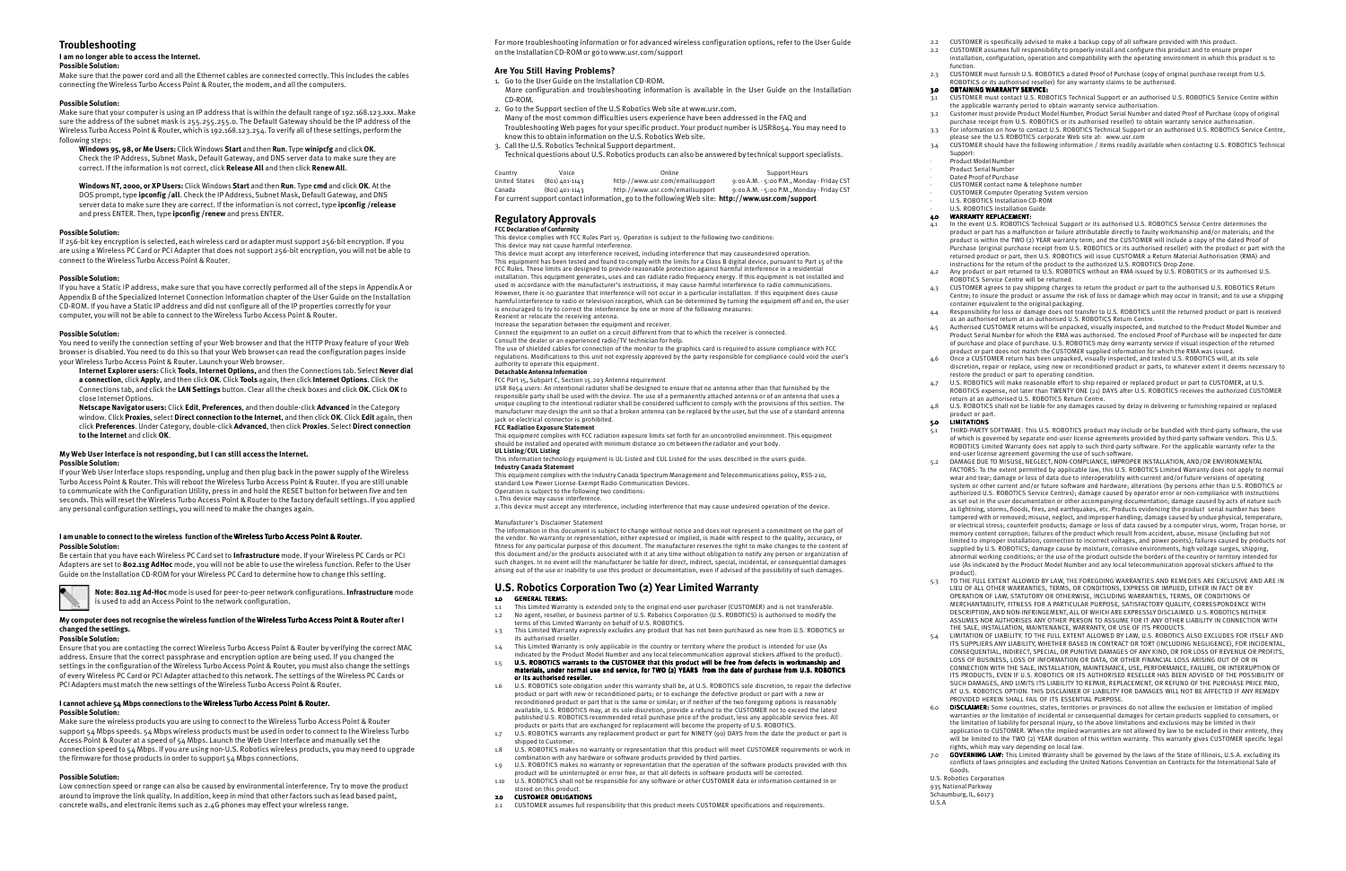## Troubleshooting

**I am no longer able to access the Internet.**

**Possible Solution:**

Make sure that the power cord and all the Ethernet cables are connected correctly. This includes the cables connecting the Wireless Turbo Access Point & Router, the modem, and all the computers.

**Possible Solution:**

Make sure that your computer is using an IP address that is within the default range of 192.168.123.xxx. Make sure the address of the subnet mask is 255.255.255.0. The Default Gateway should be the IP address of the Wireless Turbo Access Point & Router, which is 192.168.123.254. To verify all of these settings, perform the following steps:

**Windows 95, 98, or Me Users:** Click Windows **Start** and then **Run**. Type **winipcfg** and click **OK**. Check the IP Address, Subnet Mask, Default Gateway, and DNS server data to make sure they are correct. If the information is not correct, click **Release All** and then click **Renew All**.

**Windows NT, 2000, or XP Users:** Click Windows **Start** and then **Run**. Type **cmd** and click **OK**. At the DOS prompt, type **ipconfig /all**. Check the IP Address, Subnet Mask, Default Gateway, and DNS server data to make sure they are correct. If the information is not correct, type **ipconfig /release** and press ENTER. Then, type **ipconfig /renew** and press ENTER.

**Possible Solution:**

If 256-bit key encryption is selected, each wireless card or adapter must support 256-bit encryption. If you are using a Wireless PC Card or PCI Adapter that does not support 256-bit encryption, you will not be able to connect to the Wireless Turbo Access Point & Router.

**Possible Solution:**

If you have a Static IP address, make sure that you have correctly performed all of the steps in Appendix A or Appendix B of the Specialized Internet Connection Information chapter of the User Guide on the Installation CD-ROM. If you have a Static IP address and did not configure all of the IP properties correctly for your computer, you will not be able to connect to the Wireless Turbo Access Point & Router.

**Possible Solution:**

You need to verify the connection setting of your Web browser and that the HTTP Proxy feature of your Web browser is disabled. You need to do this so that your Web browser can read the configuration pages inside your Wireless Turbo Access Point & Router. Launch your Web browser.

**Internet Explorer users:** Click **Tools**, **Internet Options,** and then the Connections tab. Select **Never dial a connection**, click **Apply**, and then click **OK**. Click **Tools** again, then click **Internet Options**. Click the Connections tab, and click the **LAN Settings** button. Clear all the check boxes and click **OK.** Click **OK** to close Internet Options.

**Netscape Navigator users:** Click **Edit**, **Preferences**, and then double-click **Advanced** in the Category window. Click **Proxies**, select **Direct connection to the Internet**, and then click **OK**. Click **Edit** again, then click **Preferences**. Under Category, double-click **Advanced**, then click **Proxies**. Select **Direct connection to the Internet** and click **OK**.

**My Web User Interface is not responding, but I can still access the Internet.**

**Possible Solution:**

If your Web User Interface stops responding, unplug and then plug back in the power supply of the Wireless Turbo Access Point & Router. This will reboot the Wireless Turbo Access Point & Router. If you are still unable to communicate with the Configuration Utility, press in and hold the RESET button for between five and ten seconds. This will reset the Wireless Turbo Access Point & Router to the factory default settings. If you applied any personal configuration settings, you will need to make the changes again.

**I am unable to connect to the wireless function of the Wireless Turbo Access Point & Router.**

**Possible Solution:**

Be certain that you have each Wireless PC Card set to **Infrastructure** mode. If your Wireless PC Cards or PCI Adapters are set to **802.11g AdHoc** mode, you will not be able to use the wireless function. Refer to the User Guide on the Installation CD-ROM for your Wireless PC Card to determine how to change this setting.

**Note: 802.11g Ad-Hoc** mode is used for peer-to-peer network configurations. **Infrastructure** mode is used to add an Access Point to the network configuration.

**My computer does not recognise the wireless function of the Wireless Turbo Access Point & Router after I changed the settings.**

**Possible Solution:**

Ensure that you are contacting the correct Wireless Turbo Access Point & Router by verifying the correct MAC address. Ensure that the correct passphrase and encryption option are being used. If you changed the settings in the configuration of the Wireless Turbo Access Point & Router, you must also change the settings of every Wireless PC Card or PCI Adapter attached to this network. The settings of the Wireless PC Cards or PCI Adapters must match the new settings of the Wireless Turbo Access Point & Router.

**I cannot achieve 54 Mbps connections to the Wireless Turbo Access Point & Router.**

**Possible Solution:**

Make sure the wireless products you are using to connect to the Wireless Turbo Access Point & Router support 54 Mbps speeds. 54 Mbps wireless products must be used in order to connect to the Wireless Turbo Access Point & Router at a speed of 54 Mbps. Launch the Web User Interface and manually set the connection speed to 54 Mbps. If you are using non-U.S. Robotics wireless products, you may need to upgrade the firmware for those products in order to support 54 Mbps connections.

**Possible Solution:**

Low connection speed or range can also be caused by environmental interference. Try to move the product around to improve the link quality. In addition, keep in mind that other factors such as lead based paint, concrete walls, and electronic items such as 2.4G phones may effect your wireless range.

For more troubleshooting information or for advanced wireless configuration options, refer to the User Guide on the Installation CD-ROM or go to www.usr.com/support

### Are You Still Having Problems?

1. Go to the User Guide on the Installation CD-ROM.
   More configuration and troubleshooting information is available in the User Guide on the Installation CD-ROM.
2. Go to the Support section of the U.S Robotics Web site at www.usr.com.
   Many of the most common difficulties users experience have been addressed in the FAQ and Troubleshooting Web pages for your specific product. Your product number is USR8054. You may need to know this to obtain information on the U.S. Robotics Web site.
3. Call the U.S. Robotics Technical Support department.
   Technical questions about U.S. Robotics products can also be answered by technical support specialists.

| Country | Voice | Online | Support Hours |
|---|---|---|---|
| United States | (801) 401-1143 | http://www.usr.com/emailsupport | 9:00 A.M. - 5:00 P.M., Monday - Friday CST |
| Canada | (801) 401-1143 | http://www.usr.com/emailsupport | 9:00 A.M. - 5:00 P.M., Monday - Friday CST |

For current support contact information, go to the following Web site: **http://www.usr.com/support**

## Regulatory Approvals

**FCC Declaration of Conformity**

This device complies with FCC Rules Part 15. Operation is subject to the following two conditions:
This device may not cause harmful interference.
This device must accept any interference received, including interference that may causeundesired operation.
This equipment has been tested and found to comply with the limits for a Class B digital device, pursuant to Part 15 of the FCC Rules. These limits are designed to provide reasonable protection against harmful interference in a residential installation. This equipment generates, uses and can radiate radio frequency energy. If this equipment is not installed and used in accordance with the manufacturer's instructions, it may cause harmful interference to radio communications. However, there is no guarantee that interference will not occur in a particular installation. If this equipment does cause harmful interference to radio or television reception, which can be determined by turning the equipment off and on, the user is encouraged to try to correct the interference by one or more of the following measures:
Reorient or relocate the receiving antenna.
Increase the separation between the equipment and receiver.
Connect the equipment to an outlet on a circuit different from that to which the receiver is connected.
Consult the dealer or an experienced radio/TV technician for help.
The use of shielded cables for connection of the monitor to the graphics card is required to assure compliance with FCC regulations. Modifications to this unit not expressly approved by the party responsible for compliance could void the user's authority to operate this equipment.

**Detachable Antenna Information**

FCC Part 15, Subpart C, Section 15.203 Antenna requirement
USR 8054 users: An intentional radiator shall be designed to ensure that no antenna other than that furnished by the responsible party shall be used with the device. The use of a permanently attached antenna or of an antenna that uses a unique coupling to the intentional radiator shall be considered sufficient to comply with the provisions of this section. The manufacturer may design the unit so that a broken antenna can be replaced by the user, but the use of a standard antenna jack or electrical connector is prohibited.

**FCC Radiation Exposure Statement**

This equipment complies with FCC radiation exposure limits set forth for an uncontrolled environment. This equipment should be installed and operated with minimum distance 20 cm between the radiator and your body.

**UL Listing/CUL Listing**

This information technology equipment is UL-Listed and CUL Listed for the uses described in the users guide.

**Industry Canada Statement**

This equipment complies with the Industry Canada Spectrum Management and Telecommunications policy, RSS-210, standard Low Power License-Exempt Radio Communication Devices.
Operation is subject to the following two conditions:
1.This device may cause interference.
2.This device must accept any interference, including interference that may cause undesired operation of the device.

Manufacturer's Disclaimer Statement

The information in this document is subject to change without notice and does not represent a commitment on the part of the vendor. No warranty or representation, either expressed or implied, is made with respect to the quality, accuracy, or fitness for any particular purpose of this document. The manufacturer reserves the right to make changes to the content of this document and/or the products associated with it at any time without obligation to notify any person or organization of such changes. In no event will the manufacturer be liable for direct, indirect, special, incidental, or consequential damages arising out of the use or inability to use this product or documentation, even if advised of the possibility of such damages.

## U.S. Robotics Corporation Two (2) Year Limited Warranty

**1.0 GENERAL TERMS:**

1.1 This Limited Warranty is extended only to the original end-user purchaser (CUSTOMER) and is not transferable.
1.2 No agent, reseller, or business partner of U.S. Robotics Corporation (U.S. ROBOTICS) is authorised to modify the terms of this Limited Warranty on behalf of U.S. ROBOTICS.
1.3 This Limited Warranty expressly excludes any product that has not been purchased as new from U.S. ROBOTICS or its authorised reseller.
1.4 This Limited Warranty is only applicable in the country or territory where the product is intended for use (As indicated by the Product Model Number and any local telecommunication approval stickers affixed to the product).
1.5 **U.S. ROBOTICS warrants to the CUSTOMER that this product will be free from defects in workmanship and materials, under normal use and service, for TWO (2) YEARS from the date of purchase from U.S. ROBOTICS or its authorised reseller.**
1.6 U.S. ROBOTICS sole obligation under this warranty shall be, at U.S. ROBOTICS sole discretion, to repair the defective product or part with new or reconditioned parts; or to exchange the defective product or part with a new or reconditioned product or part that is the same or similar; or if neither of the two foregoing options is reasonably available, U.S. ROBOTICS may, at its sole discretion, provide a refund to the CUSTOMER not to exceed the latest published U.S. ROBOTICS recommended retail purchase price of the product, less any applicable service fees. All products or parts that are exchanged for replacement will become the property of U.S. ROBOTICS.
1.7 U.S. ROBOTICS warrants any replacement product or part for NINETY (90) DAYS from the date the product or part is shipped to Customer.
1.8 U.S. ROBOTICS makes no warranty or representation that this product will meet CUSTOMER requirements or work in combination with any hardware or software products provided by third parties.
1.9 U.S. ROBOTICS makes no warranty or representation that the operation of the software products provided with this product will be uninterrupted or error free, or that all defects in software products will be corrected.
1.10 U.S. ROBOTICS shall not be responsible for any software or other CUSTOMER data or information contained in or stored on this product.

**2.0 CUSTOMER OBLIGATIONS**

2.1 CUSTOMER assumes full responsibility that this product meets CUSTOMER specifications and requirements.
2.2 CUSTOMER is specifically advised to make a backup copy of all software provided with this product.
2.2 CUSTOMER assumes full responsibility to properly install and configure this product and to ensure proper installation, configuration, operation and compatibility with the operating environment in which this product is to function.
2.3 CUSTOMER must furnish U.S. ROBOTICS a dated Proof of Purchase (copy of original purchase receipt from U.S. ROBOTICS or its authorised reseller) for any warranty claims to be authorised.

**3.0 OBTAINING WARRANTY SERVICE:**

3.1 CUSTOMER must contact U.S. ROBOTICS Technical Support or an authorised U.S. ROBOTICS Service Centre within the applicable warranty period to obtain warranty service authorisation.
3.2 Customer must provide Product Model Number, Product Serial Number and dated Proof of Purchase (copy of original purchase receipt from U.S. ROBOTICS or its authorised reseller) to obtain warranty service authorisation.
3.3 For information on how to contact U.S. ROBOTICS Technical Support or an authorised U.S. ROBOTICS Service Centre, please see the U.S ROBOTICS corporate Web site at: www.usr.com
3.4 CUSTOMER should have the following information / items readily available when contacting U.S. ROBOTICS Technical Support:
- Product Model Number
- Product Serial Number
- Dated Proof of Purchase
- CUSTOMER contact name & telephone number
- CUSTOMER Computer Operating System version
- U.S. ROBOTICS Installation CD-ROM
- U.S. ROBOTICS Installation Guide

**4.0 WARRANTY REPLACEMENT:**

4.1 In the event U.S. ROBOTICS Technical Support or its authorised U.S. ROBOTICS Service Centre determines the product or part has a malfunction or failure attributable directly to faulty workmanship and/or materials; and the product is within the TWO (2) YEAR warranty term; and the CUSTOMER will include a copy of the dated Proof of Purchase (original purchase receipt from U.S. ROBOTICS or its authorised reseller) with the product or part with the returned product or part, then U.S. ROBOTICS will issue CUSTOMER a Return Material Authorisation (RMA) and instructions for the return of the product to the authorized U.S. ROBOTICS Drop Zone.
4.2 Any product or part returned to U.S. ROBOTICS without an RMA issued by U.S. ROBOTICS or its authorised U.S. ROBOTICS Service Centre will be returned.
4.3 CUSTOMER agrees to pay shipping charges to return the product or part to the authorised U.S. ROBOTICS Return Centre; to insure the product or assume the risk of loss or damage which may occur in transit; and to use a shipping container equivalent to the original packaging.
4.4 Responsibility for loss or damage does not transfer to U.S. ROBOTICS until the returned product or part is received as an authorised return at an authorised U.S. ROBOTICS Return Centre.
4.5 Authorised CUSTOMER returns will be unpacked, visually inspected, and matched to the Product Model Number and Product Serial Number for which the RMA was authorised. The enclosed Proof of Purchase will be inspected for date of purchase and place of purchase. U.S. ROBOTICS may deny warranty service if visual inspection of the returned product or part does not match the CUSTOMER supplied information for which the RMA was issued.
4.6 Once a CUSTOMER return has been unpacked, visually inspected, and tested U.S. ROBOTICS will, at its sole discretion, repair or replace, using new or reconditioned product or parts, to whatever extent it deems necessary to restore the product or part to operating condition.
4.7 U.S. ROBOTICS will make reasonable effort to ship repaired or replaced product or part to CUSTOMER, at U.S. ROBOTICS expense, not later than TWENTY ONE (21) DAYS after U.S. ROBOTICS receives the authorized CUSTOMER return at an authorised U.S. ROBOTICS Return Centre.
4.8 U.S. ROBOTICS shall not be liable for any damages caused by delay in delivering or furnishing repaired or replaced product or part.

**5.0 LIMITATIONS**

5.1 THIRD-PARTY SOFTWARE: This U.S. ROBOTICS product may include or be bundled with third-party software, the use of which is governed by separate end-user license agreements provided by third-party software vendors. This U.S. ROBOTICS Limited Warranty does not apply to such third-party software. For the applicable warranty refer to the end-user license agreement governing the use of such software.
5.2 DAMAGE DUE TO MISUSE, NEGLECT, NON-COMPLIANCE, IMPROPER INSTALLATION, AND/OR ENVIRONMENTAL FACTORS: To the extent permitted by applicable law, this U.S. ROBOTICS Limited Warranty does not apply to normal wear and tear; damage or loss of data due to interoperability with current and/or future versions of operating system or other current and/or future software and hardware; alterations (by persons other than U.S. ROBOTICS or authorized U.S. ROBOTICS Service Centres); damage caused by operator error or non-compliance with instructions as set out in the user documentation or other accompanying documentation; damage caused by acts of nature such as lightning, storms, floods, fires, and earthquakes, etc. Products evidencing the product serial number has been tampered with or removed; misuse, neglect, and improper handling; damage caused by undue physical, temperature, or electrical stress; counterfeit products; damage or loss of data caused by a computer virus, worm, Trojan horse, or memory content corruption; failures of the product which result from accident, abuse, misuse (including but not limited to improper installation, connection to incorrect voltages, and power points); failures caused by products not supplied by U.S. ROBOTICS; damage cause by moisture, corrosive environments, high voltage surges, shipping, abnormal working conditions; or the use of the product outside the borders of the country or territory intended for use (As indicated by the Product Model Number and any local telecommunication approval stickers affixed to the product).
5.3 TO THE FULL EXTENT ALLOWED BY LAW, THE FOREGOING WARRANTIES AND REMEDIES ARE EXCLUSIVE AND ARE IN LIEU OF ALL OTHER WARRANTIES, TERMS, OR CONDITIONS, EXPRESS OR IMPLIED, EITHER IN FACT OR BY OPERATION OF LAW, STATUTORY OR OTHERWISE, INCLUDING WARRANTIES, TERMS, OR CONDITIONS OF MERCHANTABILITY, FITNESS FOR A PARTICULAR PURPOSE, SATISFACTORY QUALITY, CORRESPONDENCE WITH DESCRIPTION, AND NON-INFRINGEMENT, ALL OF WHICH ARE EXPRESSLY DISCLAIMED. U.S. ROBOTICS NEITHER ASSUMES NOR AUTHORISES ANY OTHER PERSON TO ASSUME FOR IT ANY OTHER LIABILITY IN CONNECTION WITH THE SALE, INSTALLATION, MAINTENANCE, WARRANTY, OR USE OF ITS PRODUCTS.
5.4 LIMITATION OF LIABILITY. TO THE FULL EXTENT ALLOWED BY LAW, U.S. ROBOTICS ALSO EXCLUDES FOR ITSELF AND ITS SUPPLIERS ANY LIABILITY, WHETHER BASED IN CONTRACT OR TORT (INCLUDING NEGLIGENCE), FOR INCIDENTAL, CONSEQUENTIAL, INDIRECT, SPECIAL, OR PUNITIVE DAMAGES OF ANY KIND, OR FOR LOSS OF REVENUE OR PROFITS, LOSS OF BUSINESS, LOSS OF INFORMATION OR DATA, OR OTHER FINANCIAL LOSS ARISING OUT OF OR IN CONNECTION WITH THE SALE, INSTALLATION, MAINTENANCE, USE, PERFORMANCE, FAILURE, OR INTERRUPTION OF ITS PRODUCTS, EVEN IF U.S. ROBOTICS OR ITS AUTHORISED RESELLER HAS BEEN ADVISED OF THE POSSIBILITY OF SUCH DAMAGES, AND LIMITS ITS LIABILITY TO REPAIR, REPLACEMENT, OR REFUND OF THE PURCHASE PRICE PAID, AT U.S. ROBOTICS OPTION. THIS DISCLAIMER OF LIABILITY FOR DAMAGES WILL NOT BE AFFECTED IF ANY REMEDY PROVIDED HEREIN SHALL FAIL OF ITS ESSENTIAL PURPOSE.

6.0 **DISCLAIMER:** Some countries, states, territories or provinces do not allow the exclusion or limitation of implied warranties or the limitation of incidental or consequential damages for certain products supplied to consumers, or the limitation of liability for personal injury, so the above limitations and exclusions may be limited in their application to CUSTOMER. When the implied warranties are not allowed by law to be excluded in their entirety, they will be limited to the TWO (2) YEAR duration of this written warranty. This warranty gives CUSTOMER specific legal rights, which may vary depending on local law.

7.0 **GOVERNING LAW:** This Limited Warranty shall be governed by the laws of the State of Illinois, U.S.A. excluding its conflicts of laws principles and excluding the United Nations Convention on Contracts for the International Sale of Goods.

U.S. Robotics Corporation
935 National Parkway
Schaumburg, IL, 60173
U.S.A